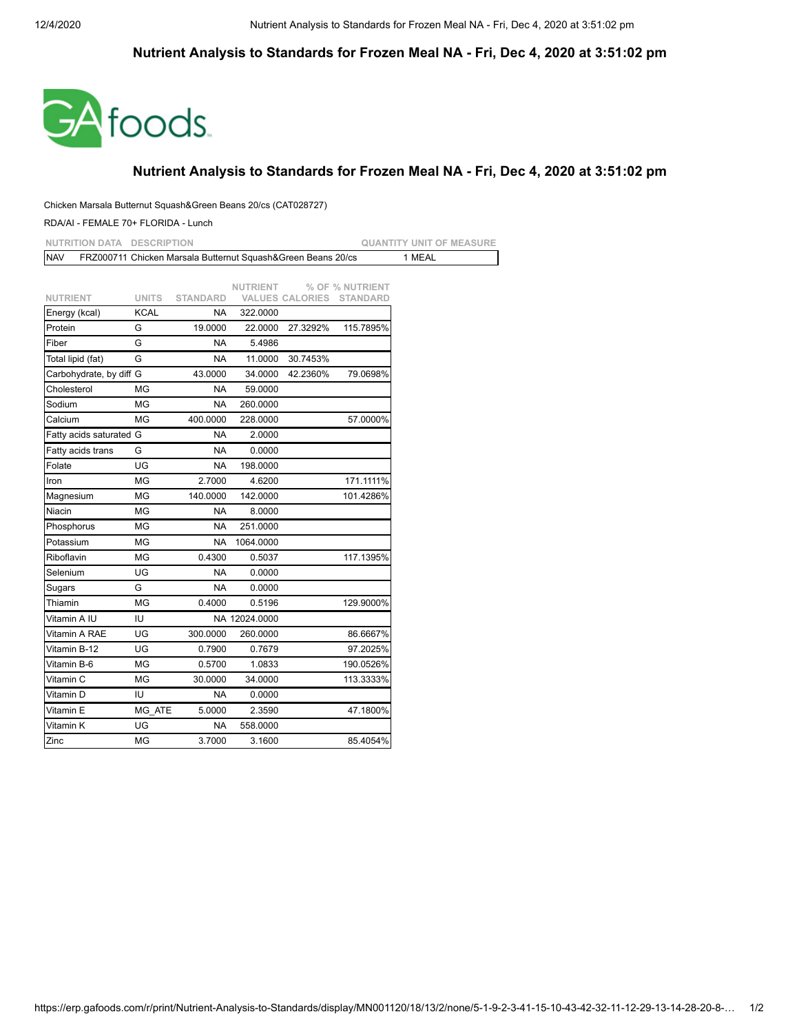## Nutrient Analysis to Standards for Frozen Meal NA - Fri, Dec 4, 2020 at 3:51:02 pm

GA foods

## Nutrient Analysis to Standards for Frozen Meal NA - Fri, Dec 4, 2020 at 3:51:02 pm

Chicken Marsala Butternut Squash&Green Beans 20/cs (CAT028727)

RDA/AI - FEMALE 70+ FLORIDA - Lunch

| NUTRITION DATA | DESCRIPTION | QUANTITY UNIT OF MEASURE |
|---|---|---|
| NAV | FRZ000711 Chicken Marsala Butternut Squash&Green Beans 20/cs | 1 MEAL |

| NUTRIENT | UNITS | STANDARD | NUTRIENT VALUES | % OF CALORIES | % NUTRIENT STANDARD |
|---|---|---|---|---|---|
| Energy (kcal) | KCAL | NA | 322.0000 | | |
| Protein | G | 19.0000 | 22.0000 | 27.3292% | 115.7895% |
| Fiber | G | NA | 5.4986 | | |
| Total lipid (fat) | G | NA | 11.0000 | 30.7453% | |
| Carbohydrate, by diff | G | 43.0000 | 34.0000 | 42.2360% | 79.0698% |
| Cholesterol | MG | NA | 59.0000 | | |
| Sodium | MG | NA | 260.0000 | | |
| Calcium | MG | 400.0000 | 228.0000 | | 57.0000% |
| Fatty acids saturated | G | NA | 2.0000 | | |
| Fatty acids trans | G | NA | 0.0000 | | |
| Folate | UG | NA | 198.0000 | | |
| Iron | MG | 2.7000 | 4.6200 | | 171.1111% |
| Magnesium | MG | 140.0000 | 142.0000 | | 101.4286% |
| Niacin | MG | NA | 8.0000 | | |
| Phosphorus | MG | NA | 251.0000 | | |
| Potassium | MG | NA | 1064.0000 | | |
| Riboflavin | MG | 0.4300 | 0.5037 | | 117.1395% |
| Selenium | UG | NA | 0.0000 | | |
| Sugars | G | NA | 0.0000 | | |
| Thiamin | MG | 0.4000 | 0.5196 | | 129.9000% |
| Vitamin A IU | IU | NA | 12024.0000 | | |
| Vitamin A RAE | UG | 300.0000 | 260.0000 | | 86.6667% |
| Vitamin B-12 | UG | 0.7900 | 0.7679 | | 97.2025% |
| Vitamin B-6 | MG | 0.5700 | 1.0833 | | 190.0526% |
| Vitamin C | MG | 30.0000 | 34.0000 | | 113.3333% |
| Vitamin D | IU | NA | 0.0000 | | |
| Vitamin E | MG_ATE | 5.0000 | 2.3590 | | 47.1800% |
| Vitamin K | UG | NA | 558.0000 | | |
| Zinc | MG | 3.7000 | 3.1600 | | 85.4054% |